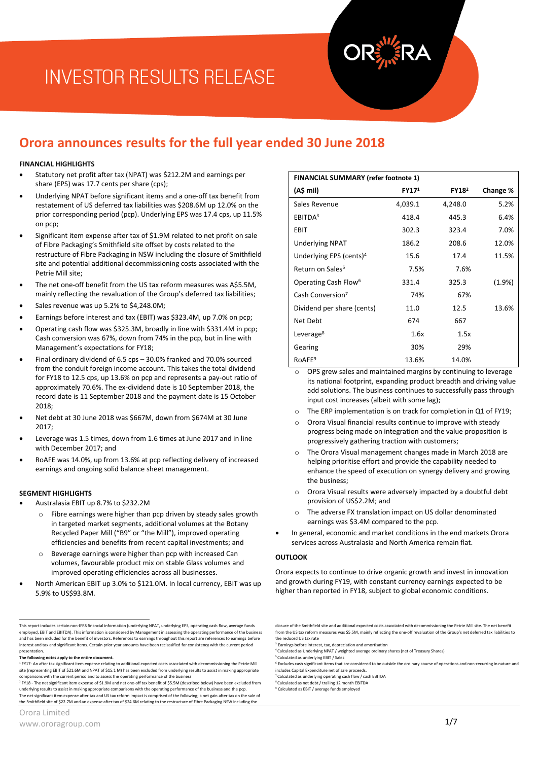# INVESTOR RESULTS RELEASE

## Orora announces results for the full year ended 30 June 2018

### FINANCIAL HIGHLIGHTS

- Statutory net profit after tax (NPAT) was $212.2M and earnings per share (EPS) was 17.7 cents per share (cps);
- Underlying NPAT before significant items and a one-off tax benefit from restatement of US deferred tax liabilities was $208.6M up 12.0% on the prior corresponding period (pcp). Underlying EPS was 17.4 cps, up 11.5% on pcp;
- Significant item expense after tax of $1.9M related to net profit on sale of Fibre Packaging's Smithfield site offset by costs related to the restructure of Fibre Packaging in NSW including the closure of Smithfield site and potential additional decommissioning costs associated with the Petrie Mill site;
- The net one-off benefit from the US tax reform measures was A$5.5M, mainly reflecting the revaluation of the Group's deferred tax liabilities;
- Sales revenue was up 5.2% to $4,248.0M;
- Earnings before interest and tax (EBIT) was $323.4M, up 7.0% on pcp;
- Operating cash flow was $325.3M, broadly in line with $331.4M in pcp; Cash conversion was 67%, down from 74% in the pcp, but in line with Management's expectations for FY18;
- Final ordinary dividend of 6.5 cps – 30.0% franked and 70.0% sourced from the conduit foreign income account. This takes the total dividend for FY18 to 12.5 cps, up 13.6% on pcp and represents a pay-out ratio of approximately 70.6%. The ex-dividend date is 10 September 2018, the record date is 11 September 2018 and the payment date is 15 October 2018;
- Net debt at 30 June 2018 was $667M, down from $674M at 30 June 2017;
- Leverage was 1.5 times, down from 1.6 times at June 2017 and in line with December 2017; and
- RoAFE was 14.0%, up from 13.6% at pcp reflecting delivery of increased earnings and ongoing solid balance sheet management.

### SEGMENT HIGHLIGHTS

- Australasia EBIT up 8.7% to $232.2M
  - Fibre earnings were higher than pcp driven by steady sales growth in targeted market segments, additional volumes at the Botany Recycled Paper Mill ("B9" or "the Mill"), improved operating efficiencies and benefits from recent capital investments; and
  - Beverage earnings were higher than pcp with increased Can volumes, favourable product mix on stable Glass volumes and improved operating efficiencies across all businesses.
- North American EBIT up 3.0% to $121.0M. In local currency, EBIT was up 5.9% to US$93.8M.
  - OPS grew sales and maintained margins by continuing to leverage its national footprint, expanding product breadth and driving value add solutions. The business continues to successfully pass through input cost increases (albeit with some lag);
  - The ERP implementation is on track for completion in Q1 of FY19;
  - Orora Visual financial results continue to improve with steady progress being made on integration and the value proposition is progressively gathering traction with customers;
  - The Orora Visual management changes made in March 2018 are helping prioritise effort and provide the capability needed to enhance the speed of execution on synergy delivery and growing the business;
  - Orora Visual results were adversely impacted by a doubtful debt provision of US$2.2M; and
  - The adverse FX translation impact on US dollar denominated earnings was $3.4M compared to the pcp.
- In general, economic and market conditions in the end markets Orora services across Australasia and North America remain flat.

| FINANCIAL SUMMARY (refer footnote 1) | | | |
|---|---|---|---|
| (A$ mil) | FY17[1] | FY18[2] | Change % |
| Sales Revenue | 4,039.1 | 4,248.0 | 5.2% |
| EBITDA[3] | 418.4 | 445.3 | 6.4% |
| EBIT | 302.3 | 323.4 | 7.0% |
| Underlying NPAT | 186.2 | 208.6 | 12.0% |
| Underlying EPS (cents)[4] | 15.6 | 17.4 | 11.5% |
| Return on Sales[5] | 7.5% | 7.6% | |
| Operating Cash Flow[6] | 331.4 | 325.3 | (1.9%) |
| Cash Conversion[7] | 74% | 67% | |
| Dividend per share (cents) | 11.0 | 12.5 | 13.6% |
| Net Debt | 674 | 667 | |
| Leverage[8] | 1.6x | 1.5x | |
| Gearing | 30% | 29% | |
| RoAFE[9] | 13.6% | 14.0% | |

### OUTLOOK

Orora expects to continue to drive organic growth and invest in innovation and growth during FY19, with constant currency earnings expected to be higher than reported in FY18, subject to global economic conditions.

---

This report includes certain non-IFRS financial information (underlying NPAT, underlying EPS, operating cash flow, average funds employed, EBIT and EBITDA). This information is considered by Management in assessing the operating performance of the business and has been included for the benefit of investors. References to earnings throughout this report are references to earnings before interest and tax and significant items. Certain prior year amounts have been reclassified for consistency with the current period presentation.

**The following notes apply to the entire document.**

[1] FY17- An after tax significant item expense relating to additional expected costs associated with decommissioning the Petrie Mill site (representing EBIT of $21.6M and NPAT of $15.1 M) has been excluded from underlying results to assist in making appropriate comparisons with the current period and to assess the operating performance of the business

[2] FY18 - The net significant item expense of $1.9M and net one-off tax benefit of $5.5M (described below) have been excluded from underlying results to assist in making appropriate comparisons with the operating performance of the business and the pcp.
The net significant item expense after tax and US tax reform impact is comprised of the following; a net gain after tax on the sale of the Smithfield site of $22.7M and an expense after tax of $24.6M relating to the restructure of Fibre Packaging NSW including the closure of the Smithfield site and additional expected costs associated with decommissioning the Petrie Mill site. The net benefit from the US tax reform measures was $5.5M, mainly reflecting the one-off revaluation of the Group's net deferred tax liabilities to the reduced US tax rate

[3] Earnings before interest, tax, depreciation and amortisation

[4] Calculated as Underlying NPAT / weighted average ordinary shares (net of Treasury Shares)

[5] Calculated as underlying EBIT / Sales

[6] Excludes cash significant items that are considered to be outside the ordinary course of operations and non-recurring in nature and includes Capital Expenditure net of sale proceeds.

[7] Calculated as underlying operating cash flow / cash EBITDA

[8] Calculated as net debt / trailing 12 month EBITDA

[9] Calculated as EBIT / average funds employed

Orora Limited
www.ororagroup.com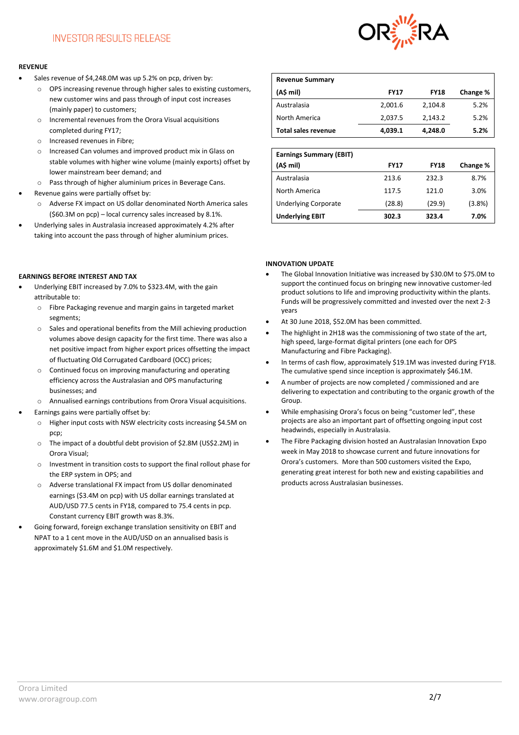**REVENUE**

- Sales revenue of $4,248.0M was up 5.2% on pcp, driven by:
  - OPS increasing revenue through higher sales to existing customers, new customer wins and pass through of input cost increases (mainly paper) to customers;
  - Incremental revenues from the Orora Visual acquisitions completed during FY17;
  - Increased revenues in Fibre;
  - Increased Can volumes and improved product mix in Glass on stable volumes with higher wine volume (mainly exports) offset by lower mainstream beer demand; and
  - Pass through of higher aluminium prices in Beverage Cans.
- Revenue gains were partially offset by:
  - Adverse FX impact on US dollar denominated North America sales ($60.3M on pcp) – local currency sales increased by 8.1%.
- Underlying sales in Australasia increased approximately 4.2% after taking into account the pass through of higher aluminium prices.

| Revenue Summary | | | |
|---|---|---|---|
| **(A$ mil)** | **FY17** | **FY18** | **Change %** |
| Australasia | 2,001.6 | 2,104.8 | 5.2% |
| North America | 2,037.5 | 2,143.2 | 5.2% |
| **Total sales revenue** | **4,039.1** | **4,248.0** | **5.2%** |

| Earnings Summary (EBIT) | | | |
|---|---|---|---|
| **(A$ mil)** | **FY17** | **FY18** | **Change %** |
| Australasia | 213.6 | 232.3 | 8.7% |
| North America | 117.5 | 121.0 | 3.0% |
| Underlying Corporate | (28.8) | (29.9) | (3.8%) |
| **Underlying EBIT** | **302.3** | **323.4** | **7.0%** |

**EARNINGS BEFORE INTEREST AND TAX**

- Underlying EBIT increased by 7.0% to $323.4M, with the gain attributable to:
  - Fibre Packaging revenue and margin gains in targeted market segments;
  - Sales and operational benefits from the Mill achieving production volumes above design capacity for the first time. There was also a net positive impact from higher export prices offsetting the impact of fluctuating Old Corrugated Cardboard (OCC) prices;
  - Continued focus on improving manufacturing and operating efficiency across the Australasian and OPS manufacturing businesses; and
  - Annualised earnings contributions from Orora Visual acquisitions.
- Earnings gains were partially offset by:
  - Higher input costs with NSW electricity costs increasing $4.5M on pcp;
  - The impact of a doubtful debt provision of $2.8M (US$2.2M) in Orora Visual;
  - Investment in transition costs to support the final rollout phase for the ERP system in OPS; and
  - Adverse translational FX impact from US dollar denominated earnings ($3.4M on pcp) with US dollar earnings translated at AUD/USD 77.5 cents in FY18, compared to 75.4 cents in pcp. Constant currency EBIT growth was 8.3%.
- Going forward, foreign exchange translation sensitivity on EBIT and NPAT to a 1 cent move in the AUD/USD on an annualised basis is approximately $1.6M and $1.0M respectively.

**INNOVATION UPDATE**

- The Global Innovation Initiative was increased by $30.0M to $75.0M to support the continued focus on bringing new innovative customer-led product solutions to life and improving productivity within the plants. Funds will be progressively committed and invested over the next 2-3 years
- At 30 June 2018, $52.0M has been committed.
- The highlight in 2H18 was the commissioning of two state of the art, high speed, large-format digital printers (one each for OPS Manufacturing and Fibre Packaging).
- In terms of cash flow, approximately $19.1M was invested during FY18. The cumulative spend since inception is approximately $46.1M.
- A number of projects are now completed / commissioned and are delivering to expectation and contributing to the organic growth of the Group.
- While emphasising Orora's focus on being "customer led", these projects are also an important part of offsetting ongoing input cost headwinds, especially in Australasia.
- The Fibre Packaging division hosted an Australasian Innovation Expo week in May 2018 to showcase current and future innovations for Orora's customers. More than 500 customers visited the Expo, generating great interest for both new and existing capabilities and products across Australasian businesses.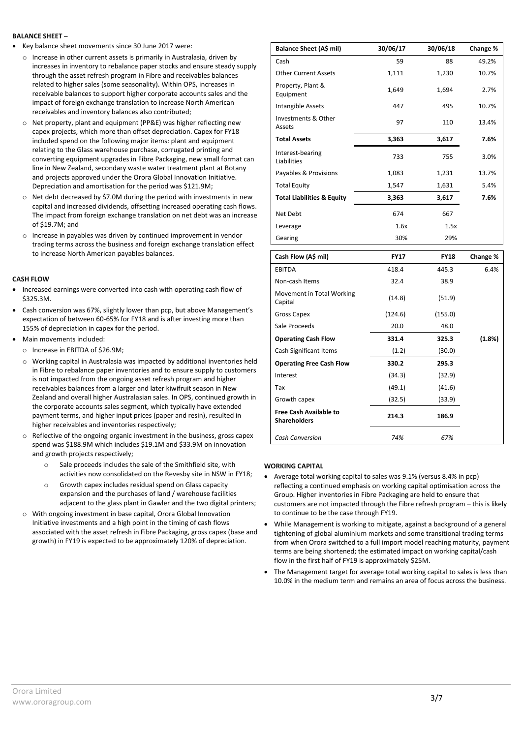**BALANCE SHEET –**

- Key balance sheet movements since 30 June 2017 were:
  - Increase in other current assets is primarily in Australasia, driven by increases in inventory to rebalance paper stocks and ensure steady supply through the asset refresh program in Fibre and receivables balances related to higher sales (some seasonality). Within OPS, increases in receivable balances to support higher corporate accounts sales and the impact of foreign exchange translation to increase North American receivables and inventory balances also contributed;
  - Net property, plant and equipment (PP&E) was higher reflecting new capex projects, which more than offset depreciation. Capex for FY18 included spend on the following major items: plant and equipment relating to the Glass warehouse purchase, corrugated printing and converting equipment upgrades in Fibre Packaging, new small format can line in New Zealand, secondary waste water treatment plant at Botany and projects approved under the Orora Global Innovation Initiative. Depreciation and amortisation for the period was $121.9M;
  - Net debt decreased by $7.0M during the period with investments in new capital and increased dividends, offsetting increased operating cash flows. The impact from foreign exchange translation on net debt was an increase of $19.7M; and
  - Increase in payables was driven by continued improvement in vendor trading terms across the business and foreign exchange translation effect to increase North American payables balances.

| Balance Sheet (A$ mil) | 30/06/17 | 30/06/18 | Change % |
|---|---|---|---|
| Cash | 59 | 88 | 49.2% |
| Other Current Assets | 1,111 | 1,230 | 10.7% |
| Property, Plant & Equipment | 1,649 | 1,694 | 2.7% |
| Intangible Assets | 447 | 495 | 10.7% |
| Investments & Other Assets | 97 | 110 | 13.4% |
| **Total Assets** | **3,363** | **3,617** | **7.6%** |
| Interest-bearing Liabilities | 733 | 755 | 3.0% |
| Payables & Provisions | 1,083 | 1,231 | 13.7% |
| Total Equity | 1,547 | 1,631 | 5.4% |
| **Total Liabilities & Equity** | **3,363** | **3,617** | **7.6%** |
| Net Debt | 674 | 667 | |
| Leverage | 1.6x | 1.5x | |
| Gearing | 30% | 29% | |

**CASH FLOW**

- Increased earnings were converted into cash with operating cash flow of $325.3M.
- Cash conversion was 67%, slightly lower than pcp, but above Management's expectation of between 60-65% for FY18 and is after investing more than 155% of depreciation in capex for the period.
- Main movements included:
  - Increase in EBITDA of $26.9M;
  - Working capital in Australasia was impacted by additional inventories held in Fibre to rebalance paper inventories and to ensure supply to customers is not impacted from the ongoing asset refresh program and higher receivables balances from a larger and later kiwifruit season in New Zealand and overall higher Australasian sales. In OPS, continued growth in the corporate accounts sales segment, which typically have extended payment terms, and higher input prices (paper and resin), resulted in higher receivables and inventories respectively;
  - Reflective of the ongoing organic investment in the business, gross capex spend was $188.9M which includes $19.1M and $33.9M on innovation and growth projects respectively;
    - Sale proceeds includes the sale of the Smithfield site, with activities now consolidated on the Revesby site in NSW in FY18;
    - Growth capex includes residual spend on Glass capacity expansion and the purchases of land / warehouse facilities adjacent to the glass plant in Gawler and the two digital printers;
  - With ongoing investment in base capital, Orora Global Innovation Initiative investments and a high point in the timing of cash flows associated with the asset refresh in Fibre Packaging, gross capex (base and growth) in FY19 is expected to be approximately 120% of depreciation.

| Cash Flow (A$ mil) | FY17 | FY18 | Change % |
|---|---|---|---|
| EBITDA | 418.4 | 445.3 | 6.4% |
| Non-cash Items | 32.4 | 38.9 | |
| Movement in Total Working Capital | (14.8) | (51.9) | |
| Gross Capex | (124.6) | (155.0) | |
| Sale Proceeds | 20.0 | 48.0 | |
| **Operating Cash Flow** | **331.4** | **325.3** | **(1.8%)** |
| Cash Significant Items | (1.2) | (30.0) | |
| **Operating Free Cash Flow** | **330.2** | **295.3** | |
| Interest | (34.3) | (32.9) | |
| Tax | (49.1) | (41.6) | |
| Growth capex | (32.5) | (33.9) | |
| **Free Cash Available to Shareholders** | **214.3** | **186.9** | |
| *Cash Conversion* | *74%* | *67%* | |

**WORKING CAPITAL**

- Average total working capital to sales was 9.1% (versus 8.4% in pcp) reflecting a continued emphasis on working capital optimisation across the Group. Higher inventories in Fibre Packaging are held to ensure that customers are not impacted through the Fibre refresh program – this is likely to continue to be the case through FY19.
- While Management is working to mitigate, against a background of a general tightening of global aluminium markets and some transitional trading terms from when Orora switched to a full import model reaching maturity, payment terms are being shortened; the estimated impact on working capital/cash flow in the first half of FY19 is approximately $25M.
- The Management target for average total working capital to sales is less than 10.0% in the medium term and remains an area of focus across the business.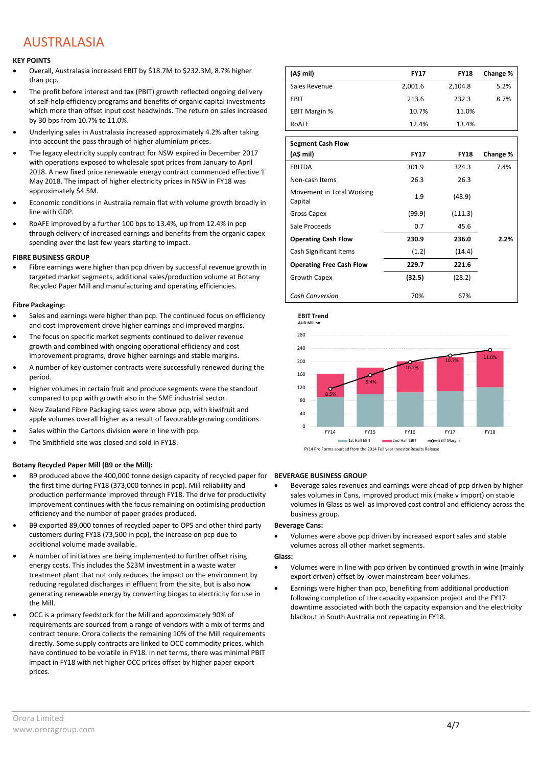# AUSTRALASIA

**KEY POINTS**

- Overall, Australasia increased EBIT by $18.7M to $232.3M, 8.7% higher than pcp.
- The profit before interest and tax (PBIT) growth reflected ongoing delivery of self-help efficiency programs and benefits of organic capital investments which more than offset input cost headwinds. The return on sales increased by 30 bps from 10.7% to 11.0%.
- Underlying sales in Australasia increased approximately 4.2% after taking into account the pass through of higher aluminium prices.
- The legacy electricity supply contract for NSW expired in December 2017 with operations exposed to wholesale spot prices from January to April 2018. A new fixed price renewable energy contract commenced effective 1 May 2018. The impact of higher electricity prices in NSW in FY18 was approximately $4.5M.
- Economic conditions in Australia remain flat with volume growth broadly in line with GDP.
- RoAFE improved by a further 100 bps to 13.4%, up from 12.4% in pcp through delivery of increased earnings and benefits from the organic capex spending over the last few years starting to impact.

| (A$ mil) | FY17 | FY18 | Change % |
|---|---|---|---|
| Sales Revenue | 2,001.6 | 2,104.8 | 5.2% |
| EBIT | 213.6 | 232.3 | 8.7% |
| EBIT Margin % | 10.7% | 11.0% | |
| RoAFE | 12.4% | 13.4% | |

| Segment Cash Flow (A$ mil) | FY17 | FY18 | Change % |
|---|---|---|---|
| EBITDA | 301.9 | 324.3 | 7.4% |
| Non-cash Items | 26.3 | 26.3 | |
| Movement in Total Working Capital | 1.9 | (48.9) | |
| Gross Capex | (99.9) | (111.3) | |
| Sale Proceeds | 0.7 | 45.6 | |
| **Operating Cash Flow** | **230.9** | **236.0** | **2.2%** |
| Cash Significant Items | (1.2) | (14.4) | |
| **Operating Free Cash Flow** | **229.7** | **221.6** | |
| Growth Capex | **(32.5)** | (28.2) | |
| *Cash Conversion* | 70% | 67% | |

**EBIT Trend**
AUD Million

FY14 Pro Forma sourced from the 2014 Full year Investor Results Release

**FIBRE BUSINESS GROUP**

- Fibre earnings were higher than pcp driven by successful revenue growth in targeted market segments, additional sales/production volume at Botany Recycled Paper Mill and manufacturing and operating efficiencies.

**Fibre Packaging:**

- Sales and earnings were higher than pcp. The continued focus on efficiency and cost improvement drove higher earnings and improved margins.
- The focus on specific market segments continued to deliver revenue growth and combined with ongoing operational efficiency and cost improvement programs, drove higher earnings and stable margins.
- A number of key customer contracts were successfully renewed during the period.
- Higher volumes in certain fruit and produce segments were the standout compared to pcp with growth also in the SME industrial sector.
- New Zealand Fibre Packaging sales were above pcp, with kiwifruit and apple volumes overall higher as a result of favourable growing conditions.
- Sales within the Cartons division were in line with pcp.
- The Smithfield site was closed and sold in FY18.

**Botany Recycled Paper Mill (B9 or the Mill):**

- B9 produced above the 400,000 tonne design capacity of recycled paper for the first time during FY18 (373,000 tonnes in pcp). Mill reliability and production performance improved through FY18. The drive for productivity improvement continues with the focus remaining on optimising production efficiency and the number of paper grades produced.
- B9 exported 89,000 tonnes of recycled paper to OPS and other third party customers during FY18 (73,500 in pcp), the increase on pcp due to additional volume made available.
- A number of initiatives are being implemented to further offset rising energy costs. This includes the $23M investment in a waste water treatment plant that not only reduces the impact on the environment by reducing regulated discharges in effluent from the site, but is also now generating renewable energy by converting biogas to electricity for use in the Mill.
- OCC is a primary feedstock for the Mill and approximately 90% of requirements are sourced from a range of vendors with a mix of terms and contract tenure. Orora collects the remaining 10% of the Mill requirements directly. Some supply contracts are linked to OCC commodity prices, which have continued to be volatile in FY18. In net terms, there was minimal PBIT impact in FY18 with net higher OCC prices offset by higher paper export prices.

**BEVERAGE BUSINESS GROUP**

- Beverage sales revenues and earnings were ahead of pcp driven by higher sales volumes in Cans, improved product mix (make v import) on stable volumes in Glass as well as improved cost control and efficiency across the business group.

**Beverage Cans:**

- Volumes were above pcp driven by increased export sales and stable volumes across all other market segments.

**Glass:**

- Volumes were in line with pcp driven by continued growth in wine (mainly export driven) offset by lower mainstream beer volumes.
- Earnings were higher than pcp, benefiting from additional production following completion of the capacity expansion project and the FY17 downtime associated with both the capacity expansion and the electricity blackout in South Australia not repeating in FY18.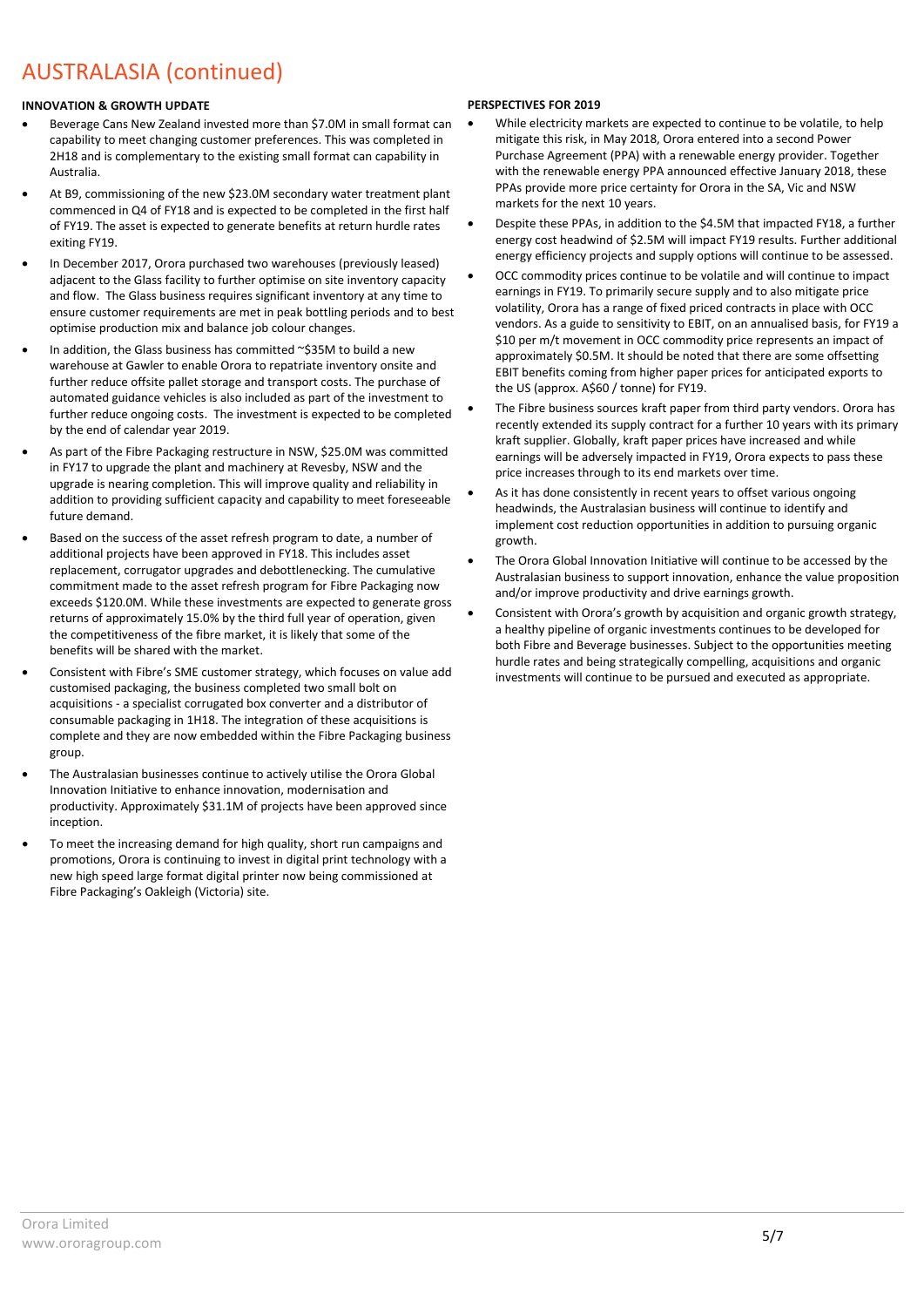# AUSTRALASIA (continued)

**INNOVATION & GROWTH UPDATE**

- Beverage Cans New Zealand invested more than $7.0M in small format can capability to meet changing customer preferences. This was completed in 2H18 and is complementary to the existing small format can capability in Australia.
- At B9, commissioning of the new $23.0M secondary water treatment plant commenced in Q4 of FY18 and is expected to be completed in the first half of FY19. The asset is expected to generate benefits at return hurdle rates exiting FY19.
- In December 2017, Orora purchased two warehouses (previously leased) adjacent to the Glass facility to further optimise on site inventory capacity and flow. The Glass business requires significant inventory at any time to ensure customer requirements are met in peak bottling periods and to best optimise production mix and balance job colour changes.
- In addition, the Glass business has committed ~$35M to build a new warehouse at Gawler to enable Orora to repatriate inventory onsite and further reduce offsite pallet storage and transport costs. The purchase of automated guidance vehicles is also included as part of the investment to further reduce ongoing costs. The investment is expected to be completed by the end of calendar year 2019.
- As part of the Fibre Packaging restructure in NSW, $25.0M was committed in FY17 to upgrade the plant and machinery at Revesby, NSW and the upgrade is nearing completion. This will improve quality and reliability in addition to providing sufficient capacity and capability to meet foreseeable future demand.
- Based on the success of the asset refresh program to date, a number of additional projects have been approved in FY18. This includes asset replacement, corrugator upgrades and debottlenecking. The cumulative commitment made to the asset refresh program for Fibre Packaging now exceeds $120.0M. While these investments are expected to generate gross returns of approximately 15.0% by the third full year of operation, given the competitiveness of the fibre market, it is likely that some of the benefits will be shared with the market.
- Consistent with Fibre's SME customer strategy, which focuses on value add customised packaging, the business completed two small bolt on acquisitions - a specialist corrugated box converter and a distributor of consumable packaging in 1H18. The integration of these acquisitions is complete and they are now embedded within the Fibre Packaging business group.
- The Australasian businesses continue to actively utilise the Orora Global Innovation Initiative to enhance innovation, modernisation and productivity. Approximately $31.1M of projects have been approved since inception.
- To meet the increasing demand for high quality, short run campaigns and promotions, Orora is continuing to invest in digital print technology with a new high speed large format digital printer now being commissioned at Fibre Packaging's Oakleigh (Victoria) site.

**PERSPECTIVES FOR 2019**

- While electricity markets are expected to continue to be volatile, to help mitigate this risk, in May 2018, Orora entered into a second Power Purchase Agreement (PPA) with a renewable energy provider. Together with the renewable energy PPA announced effective January 2018, these PPAs provide more price certainty for Orora in the SA, Vic and NSW markets for the next 10 years.
- Despite these PPAs, in addition to the $4.5M that impacted FY18, a further energy cost headwind of $2.5M will impact FY19 results. Further additional energy efficiency projects and supply options will continue to be assessed.
- OCC commodity prices continue to be volatile and will continue to impact earnings in FY19. To primarily secure supply and to also mitigate price volatility, Orora has a range of fixed priced contracts in place with OCC vendors. As a guide to sensitivity to EBIT, on an annualised basis, for FY19 a $10 per m/t movement in OCC commodity price represents an impact of approximately $0.5M. It should be noted that there are some offsetting EBIT benefits coming from higher paper prices for anticipated exports to the US (approx. A$60 / tonne) for FY19.
- The Fibre business sources kraft paper from third party vendors. Orora has recently extended its supply contract for a further 10 years with its primary kraft supplier. Globally, kraft paper prices have increased and while earnings will be adversely impacted in FY19, Orora expects to pass these price increases through to its end markets over time.
- As it has done consistently in recent years to offset various ongoing headwinds, the Australasian business will continue to identify and implement cost reduction opportunities in addition to pursuing organic growth.
- The Orora Global Innovation Initiative will continue to be accessed by the Australasian business to support innovation, enhance the value proposition and/or improve productivity and drive earnings growth.
- Consistent with Orora's growth by acquisition and organic growth strategy, a healthy pipeline of organic investments continues to be developed for both Fibre and Beverage businesses. Subject to the opportunities meeting hurdle rates and being strategically compelling, acquisitions and organic investments will continue to be pursued and executed as appropriate.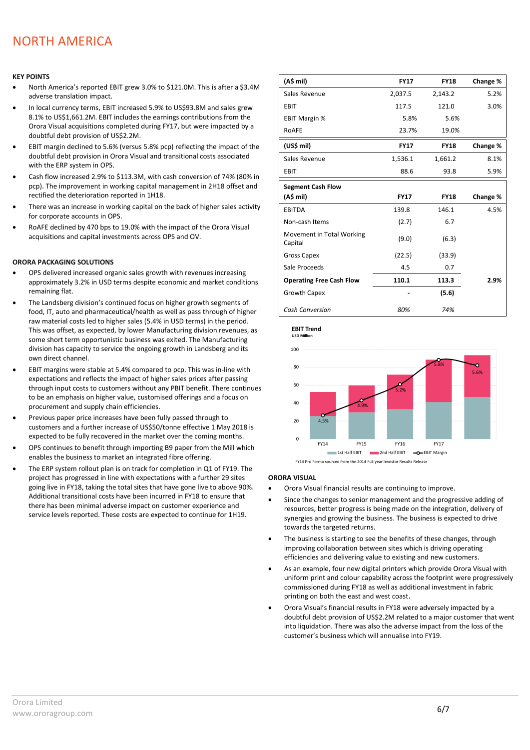# NORTH AMERICA

**KEY POINTS**

- North America's reported EBIT grew 3.0% to $121.0M. This is after a $3.4M adverse translation impact.
- In local currency terms, EBIT increased 5.9% to US$93.8M and sales grew 8.1% to US$1,661.2M. EBIT includes the earnings contributions from the Orora Visual acquisitions completed during FY17, but were impacted by a doubtful debt provision of US$2.2M.
- EBIT margin declined to 5.6% (versus 5.8% pcp) reflecting the impact of the doubtful debt provision in Orora Visual and transitional costs associated with the ERP system in OPS.
- Cash flow increased 2.9% to $113.3M, with cash conversion of 74% (80% in pcp). The improvement in working capital management in 2H18 offset and rectified the deterioration reported in 1H18.
- There was an increase in working capital on the back of higher sales activity for corporate accounts in OPS.
- RoAFE declined by 470 bps to 19.0% with the impact of the Orora Visual acquisitions and capital investments across OPS and OV.

| (A$ mil) | FY17 | FY18 | Change % |
|---|---|---|---|
| Sales Revenue | 2,037.5 | 2,143.2 | 5.2% |
| EBIT | 117.5 | 121.0 | 3.0% |
| EBIT Margin % | 5.8% | 5.6% | |
| RoAFE | 23.7% | 19.0% | |

| (US$ mil) | FY17 | FY18 | Change % |
|---|---|---|---|
| Sales Revenue | 1,536.1 | 1,661.2 | 8.1% |
| EBIT | 88.6 | 93.8 | 5.9% |

| Segment Cash Flow (A$ mil) | FY17 | FY18 | Change % |
|---|---|---|---|
| EBITDA | 139.8 | 146.1 | 4.5% |
| Non-cash Items | (2.7) | 6.7 | |
| Movement in Total Working Capital | (9.0) | (6.3) | |
| Gross Capex | (22.5) | (33.9) | |
| Sale Proceeds | 4.5 | 0.7 | |
| **Operating Free Cash Flow** | **110.1** | **113.3** | **2.9%** |
| Growth Capex | - | (5.6) | |
| *Cash Conversion* | *80%* | *74%* | |

**EBIT Trend**
USD Million

FY14 Pro Forma sourced from the 2014 Full year Investor Results Release

**ORORA PACKAGING SOLUTIONS**

- OPS delivered increased organic sales growth with revenues increasing approximately 3.2% in USD terms despite economic and market conditions remaining flat.
- The Landsberg division's continued focus on higher growth segments of food, IT, auto and pharmaceutical/health as well as pass through of higher raw material costs led to higher sales (5.4% in USD terms) in the period. This was offset, as expected, by lower Manufacturing division revenues, as some short term opportunistic business was exited. The Manufacturing division has capacity to service the ongoing growth in Landsberg and its own direct channel.
- EBIT margins were stable at 5.4% compared to pcp. This was in-line with expectations and reflects the impact of higher sales prices after passing through input costs to customers without any PBIT benefit. There continues to be an emphasis on higher value, customised offerings and a focus on procurement and supply chain efficiencies.
- Previous paper price increases have been fully passed through to customers and a further increase of US$50/tonne effective 1 May 2018 is expected to be fully recovered in the market over the coming months.
- OPS continues to benefit through importing B9 paper from the Mill which enables the business to market an integrated fibre offering.
- The ERP system rollout plan is on track for completion in Q1 of FY19. The project has progressed in line with expectations with a further 29 sites going live in FY18, taking the total sites that have gone live to above 90%. Additional transitional costs have been incurred in FY18 to ensure that there has been minimal adverse impact on customer experience and service levels reported. These costs are expected to continue for 1H19.

**ORORA VISUAL**

- Orora Visual financial results are continuing to improve.
- Since the changes to senior management and the progressive adding of resources, better progress is being made on the integration, delivery of synergies and growing the business. The business is expected to drive towards the targeted returns.
- The business is starting to see the benefits of these changes, through improving collaboration between sites which is driving operating efficiencies and delivering value to existing and new customers.
- As an example, four new digital printers which provide Orora Visual with uniform print and colour capability across the footprint were progressively commissioned during FY18 as well as additional investment in fabric printing on both the east and west coast.
- Orora Visual's financial results in FY18 were adversely impacted by a doubtful debt provision of US$2.2M related to a major customer that went into liquidation. There was also the adverse impact from the loss of the customer's business which will annualise into FY19.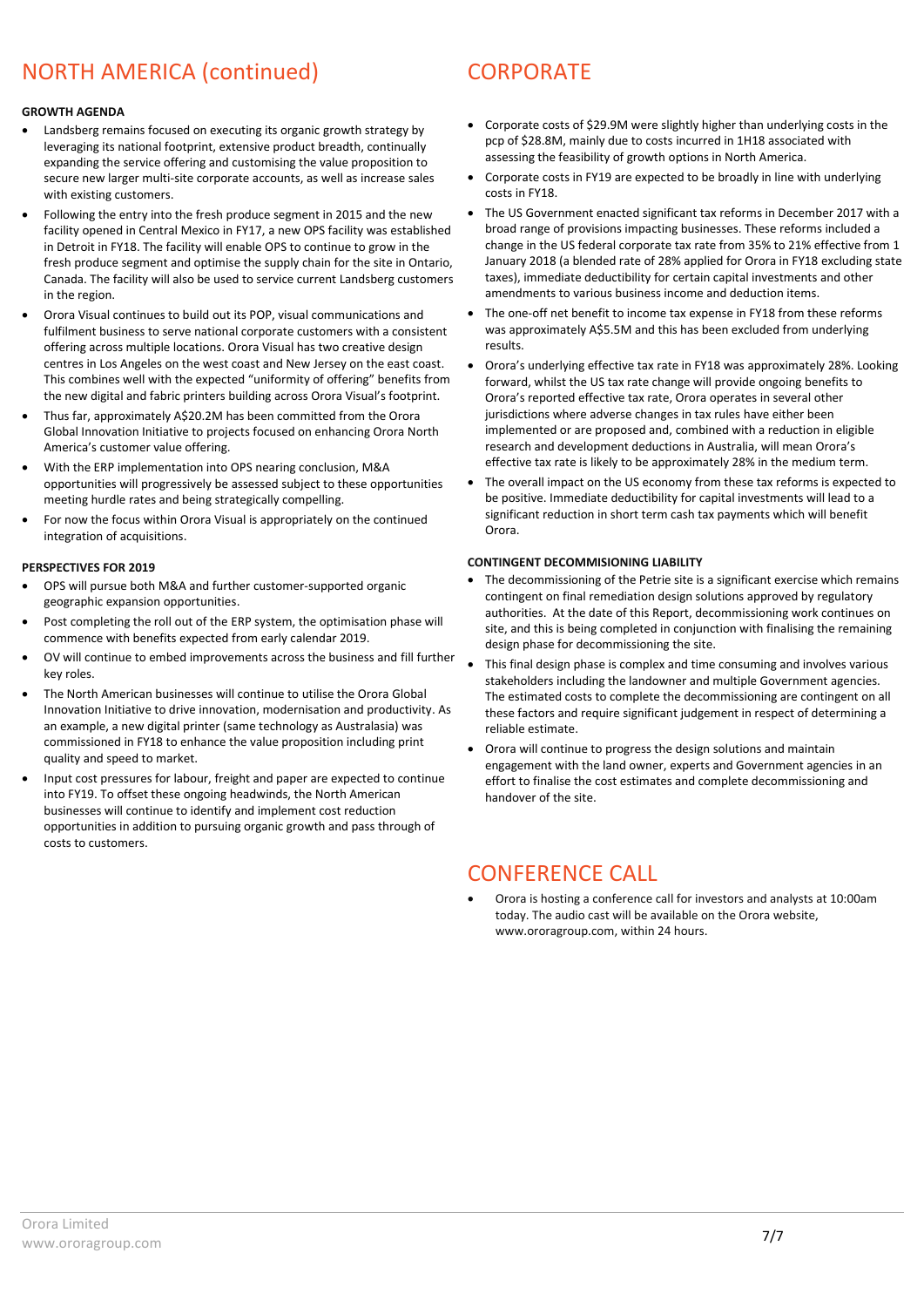# NORTH AMERICA (continued)

**GROWTH AGENDA**

- Landsberg remains focused on executing its organic growth strategy by leveraging its national footprint, extensive product breadth, continually expanding the service offering and customising the value proposition to secure new larger multi-site corporate accounts, as well as increase sales with existing customers.
- Following the entry into the fresh produce segment in 2015 and the new facility opened in Central Mexico in FY17, a new OPS facility was established in Detroit in FY18. The facility will enable OPS to continue to grow in the fresh produce segment and optimise the supply chain for the site in Ontario, Canada. The facility will also be used to service current Landsberg customers in the region.
- Orora Visual continues to build out its POP, visual communications and fulfilment business to serve national corporate customers with a consistent offering across multiple locations. Orora Visual has two creative design centres in Los Angeles on the west coast and New Jersey on the east coast. This combines well with the expected "uniformity of offering" benefits from the new digital and fabric printers building across Orora Visual's footprint.
- Thus far, approximately A$20.2M has been committed from the Orora Global Innovation Initiative to projects focused on enhancing Orora North America's customer value offering.
- With the ERP implementation into OPS nearing conclusion, M&A opportunities will progressively be assessed subject to these opportunities meeting hurdle rates and being strategically compelling.
- For now the focus within Orora Visual is appropriately on the continued integration of acquisitions.

**PERSPECTIVES FOR 2019**

- OPS will pursue both M&A and further customer-supported organic geographic expansion opportunities.
- Post completing the roll out of the ERP system, the optimisation phase will commence with benefits expected from early calendar 2019.
- OV will continue to embed improvements across the business and fill further key roles.
- The North American businesses will continue to utilise the Orora Global Innovation Initiative to drive innovation, modernisation and productivity. As an example, a new digital printer (same technology as Australasia) was commissioned in FY18 to enhance the value proposition including print quality and speed to market.
- Input cost pressures for labour, freight and paper are expected to continue into FY19. To offset these ongoing headwinds, the North American businesses will continue to identify and implement cost reduction opportunities in addition to pursuing organic growth and pass through of costs to customers.

# CORPORATE

- Corporate costs of $29.9M were slightly higher than underlying costs in the pcp of $28.8M, mainly due to costs incurred in 1H18 associated with assessing the feasibility of growth options in North America.
- Corporate costs in FY19 are expected to be broadly in line with underlying costs in FY18.
- The US Government enacted significant tax reforms in December 2017 with a broad range of provisions impacting businesses. These reforms included a change in the US federal corporate tax rate from 35% to 21% effective from 1 January 2018 (a blended rate of 28% applied for Orora in FY18 excluding state taxes), immediate deductibility for certain capital investments and other amendments to various business income and deduction items.
- The one-off net benefit to income tax expense in FY18 from these reforms was approximately A$5.5M and this has been excluded from underlying results.
- Orora's underlying effective tax rate in FY18 was approximately 28%. Looking forward, whilst the US tax rate change will provide ongoing benefits to Orora's reported effective tax rate, Orora operates in several other jurisdictions where adverse changes in tax rules have either been implemented or are proposed and, combined with a reduction in eligible research and development deductions in Australia, will mean Orora's effective tax rate is likely to be approximately 28% in the medium term.
- The overall impact on the US economy from these tax reforms is expected to be positive. Immediate deductibility for capital investments will lead to a significant reduction in short term cash tax payments which will benefit Orora.

**CONTINGENT DECOMMISIONING LIABILITY**

- The decommissioning of the Petrie site is a significant exercise which remains contingent on final remediation design solutions approved by regulatory authorities. At the date of this Report, decommissioning work continues on site, and this is being completed in conjunction with finalising the remaining design phase for decommissioning the site.
- This final design phase is complex and time consuming and involves various stakeholders including the landowner and multiple Government agencies. The estimated costs to complete the decommissioning are contingent on all these factors and require significant judgement in respect of determining a reliable estimate.
- Orora will continue to progress the design solutions and maintain engagement with the land owner, experts and Government agencies in an effort to finalise the cost estimates and complete decommissioning and handover of the site.

# CONFERENCE CALL

- Orora is hosting a conference call for investors and analysts at 10:00am today. The audio cast will be available on the Orora website, www.ororagroup.com, within 24 hours.